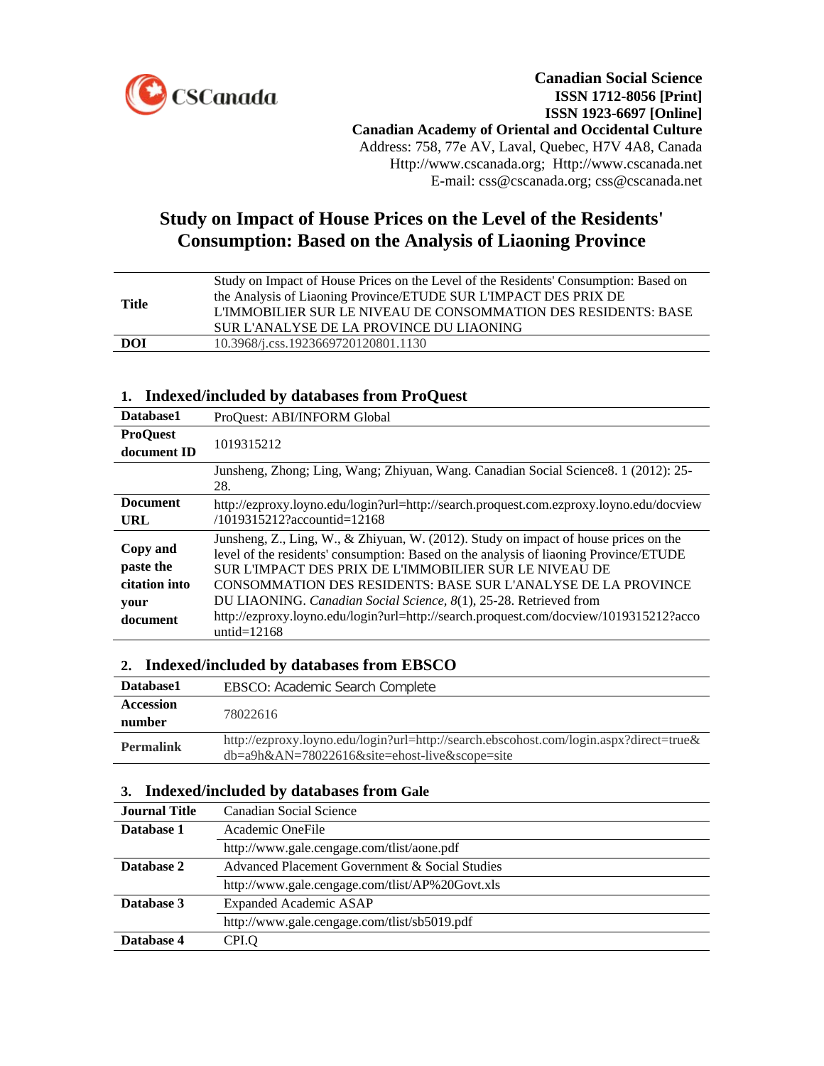CSCanada

**Canadian Social Science**
**ISSN 1712-8056 [Print]**
**ISSN 1923-6697 [Online]**
**Canadian Academy of Oriental and Occidental Culture**
Address: 758, 77e AV, Laval, Quebec, H7V 4A8, Canada
Http://www.cscanada.org; Http://www.cscanada.net
E-mail: css@cscanada.org; css@cscanada.net

# Study on Impact of House Prices on the Level of the Residents' Consumption: Based on the Analysis of Liaoning Province

| | |
|---|---|
| **Title** | Study on Impact of House Prices on the Level of the Residents' Consumption: Based on the Analysis of Liaoning Province/ETUDE SUR L'IMPACT DES PRIX DE L'IMMOBILIER SUR LE NIVEAU DE CONSOMMATION DES RESIDENTS: BASE SUR L'ANALYSE DE LA PROVINCE DU LIAONING |
| **DOI** | 10.3968/j.css.1923669720120801.1130 |

## 1. Indexed/included by databases from ProQuest

| | |
|---|---|
| **Database1** | ProQuest: ABI/INFORM Global |
| **ProQuest document ID** | 1019315212 |
| | Junsheng, Zhong; Ling, Wang; Zhiyuan, Wang. Canadian Social Science8. 1 (2012): 25-28. |
| **Document URL** | http://ezproxy.loyno.edu/login?url=http://search.proquest.com.ezproxy.loyno.edu/docview/1019315212?accountid=12168 |
| **Copy and paste the citation into your document** | Junsheng, Z., Ling, W., & Zhiyuan, W. (2012). Study on impact of house prices on the level of the residents' consumption: Based on the analysis of liaoning Province/ETUDE SUR L'IMPACT DES PRIX DE L'IMMOBILIER SUR LE NIVEAU DE CONSOMMATION DES RESIDENTS: BASE SUR L'ANALYSE DE LA PROVINCE DU LIAONING. *Canadian Social Science, 8*(1), 25-28. Retrieved from http://ezproxy.loyno.edu/login?url=http://search.proquest.com/docview/1019315212?accountid=12168 |

## 2. Indexed/included by databases from EBSCO

| | |
|---|---|
| **Database1** | EBSCO: Academic Search Complete |
| **Accession number** | 78022616 |
| **Permalink** | http://ezproxy.loyno.edu/login?url=http://search.ebscohost.com/login.aspx?direct=true&db=a9h&AN=78022616&site=ehost-live&scope=site |

## 3. Indexed/included by databases from Gale

| | |
|---|---|
| **Journal Title** | Canadian Social Science |
| **Database 1** | Academic OneFile |
| | http://www.gale.cengage.com/tlist/aone.pdf |
| **Database 2** | Advanced Placement Government & Social Studies |
| | http://www.gale.cengage.com/tlist/AP%20Govt.xls |
| **Database 3** | Expanded Academic ASAP |
| | http://www.gale.cengage.com/tlist/sb5019.pdf |
| **Database 4** | CPI.Q |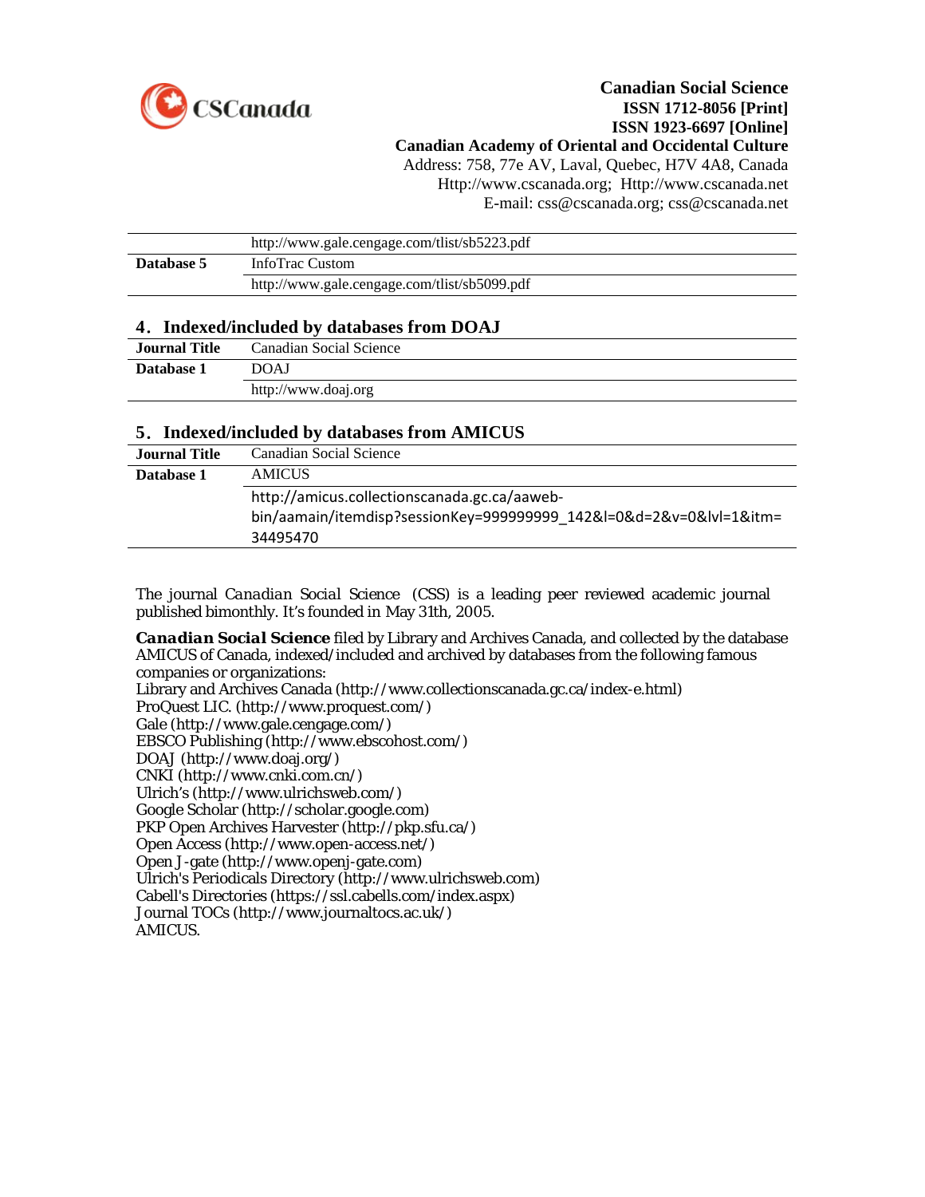**Canadian Social Science**
**ISSN 1712-8056 [Print]**
**ISSN 1923-6697 [Online]**
**Canadian Academy of Oriental and Occidental Culture**
Address: 758, 77e AV, Laval, Quebec, H7V 4A8, Canada
Http://www.cscanada.org; Http://www.cscanada.net
E-mail: css@cscanada.org; css@cscanada.net

| | |
|---|---|
| | http://www.gale.cengage.com/tlist/sb5223.pdf |
| **Database 5** | InfoTrac Custom |
| | http://www.gale.cengage.com/tlist/sb5099.pdf |

## 4. Indexed/included by databases from DOAJ

| | |
|---|---|
| **Journal Title** | Canadian Social Science |
| **Database 1** | DOAJ |
| | http://www.doaj.org |

## 5. Indexed/included by databases from AMICUS

| | |
|---|---|
| **Journal Title** | Canadian Social Science |
| **Database 1** | AMICUS |
| | http://amicus.collectionscanada.gc.ca/aaweb-bin/aamain/itemdisp?sessionKey=999999999_142&l=0&d=2&v=0&lvl=1&itm=34495470 |

The journal *Canadian Social Science* (CSS) is a leading peer reviewed academic journal published bimonthly. It's founded in May 31th, 2005.

***Canadian Social Science*** filed by Library and Archives Canada, and collected by the database AMICUS of Canada, indexed/included and archived by databases from the following famous companies or organizations:

Library and Archives Canada (http://www.collectionscanada.gc.ca/index-e.html)
ProQuest LIC. (http://www.proquest.com/)
Gale (http://www.gale.cengage.com/)
EBSCO Publishing (http://www.ebscohost.com/)
DOAJ (http://www.doaj.org/)
CNKI (http://www.cnki.com.cn/)
Ulrich's (http://www.ulrichsweb.com/)
Google Scholar (http://scholar.google.com)
PKP Open Archives Harvester (http://pkp.sfu.ca/)
Open Access (http://www.open-access.net/)
Open J-gate (http://www.openj-gate.com)
Ulrich's Periodicals Directory (http://www.ulrichsweb.com)
Cabell's Directories (https://ssl.cabells.com/index.aspx)
Journal TOCs (http://www.journaltocs.ac.uk/)
AMICUS.